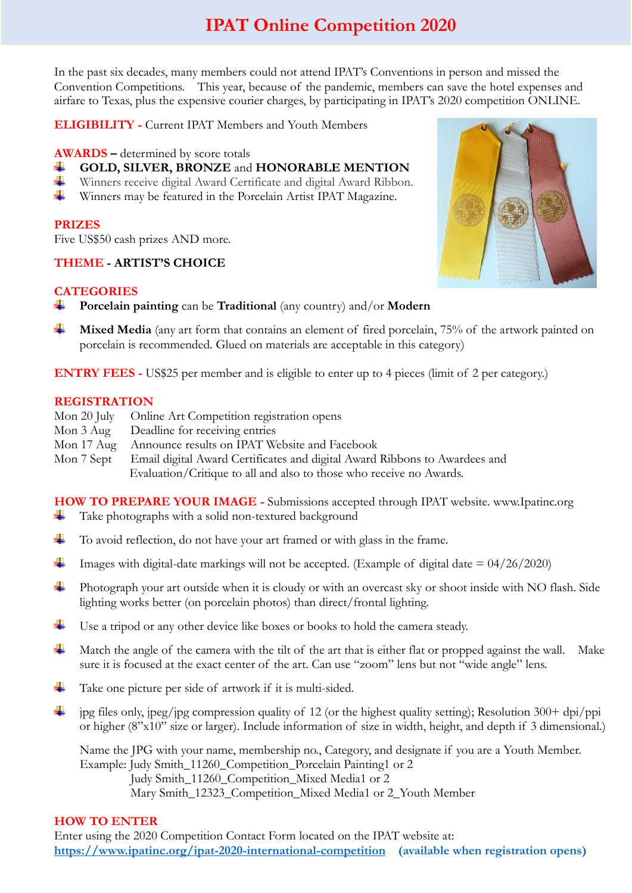# IPAT Online Competition 2020

In the past six decades, many members could not attend IPAT's Conventions in person and missed the Convention Competitions. This year, because of the pandemic, members can save the hotel expenses and airfare to Texas, plus the expensive courier charges, by participating in IPAT's 2020 competition ONLINE.

**ELIGIBILITY -** Current IPAT Members and Youth Members

**AWARDS –** determined by score totals

- **GOLD, SILVER, BRONZE** and **HONORABLE MENTION**
- Winners receive digital Award Certificate and digital Award Ribbon.
- Winners may be featured in the Porcelain Artist IPAT Magazine.

**PRIZES**

Five US$50 cash prizes AND more.

**THEME - ARTIST'S CHOICE**

**CATEGORIES**

- **Porcelain painting** can be **Traditional** (any country) and/or **Modern**
- **Mixed Media** (any art form that contains an element of fired porcelain, 75% of the artwork painted on porcelain is recommended. Glued on materials are acceptable in this category)

**ENTRY FEES -** US$25 per member and is eligible to enter up to 4 pieces (limit of 2 per category.)

**REGISTRATION**

| | |
|---|---|
| Mon 20 July | Online Art Competition registration opens |
| Mon 3 Aug | Deadline for receiving entries |
| Mon 17 Aug | Announce results on IPAT Website and Facebook |
| Mon 7 Sept | Email digital Award Certificates and digital Award Ribbons to Awardees and Evaluation/Critique to all and also to those who receive no Awards. |

**HOW TO PREPARE YOUR IMAGE -** Submissions accepted through IPAT website. www.Ipatinc.org

- Take photographs with a solid non-textured background
- To avoid reflection, do not have your art framed or with glass in the frame.
- Images with digital-date markings will not be accepted. (Example of digital date = 04/26/2020)
- Photograph your art outside when it is cloudy or with an overcast sky or shoot inside with NO flash. Side lighting works better (on porcelain photos) than direct/frontal lighting.
- Use a tripod or any other device like boxes or books to hold the camera steady.
- Match the angle of the camera with the tilt of the art that is either flat or propped against the wall. Make sure it is focused at the exact center of the art. Can use "zoom" lens but not "wide angle" lens.
- Take one picture per side of artwork if it is multi-sided.
- jpg files only, jpeg/jpg compression quality of 12 (or the highest quality setting); Resolution 300+ dpi/ppi or higher (8"x10" size or larger). Include information of size in width, height, and depth if 3 dimensional.)

  Name the JPG with your name, membership no., Category, and designate if you are a Youth Member.
  Example: Judy Smith_11260_Competition_Porcelain Painting1 or 2
  Judy Smith_11260_Competition_Mixed Media1 or 2
  Mary Smith_12323_Competition_Mixed Media1 or 2_Youth Member

**HOW TO ENTER**

Enter using the 2020 Competition Contact Form located on the IPAT website at:
**https://www.ipatinc.org/ipat-2020-international-competition** **(available when registration opens)**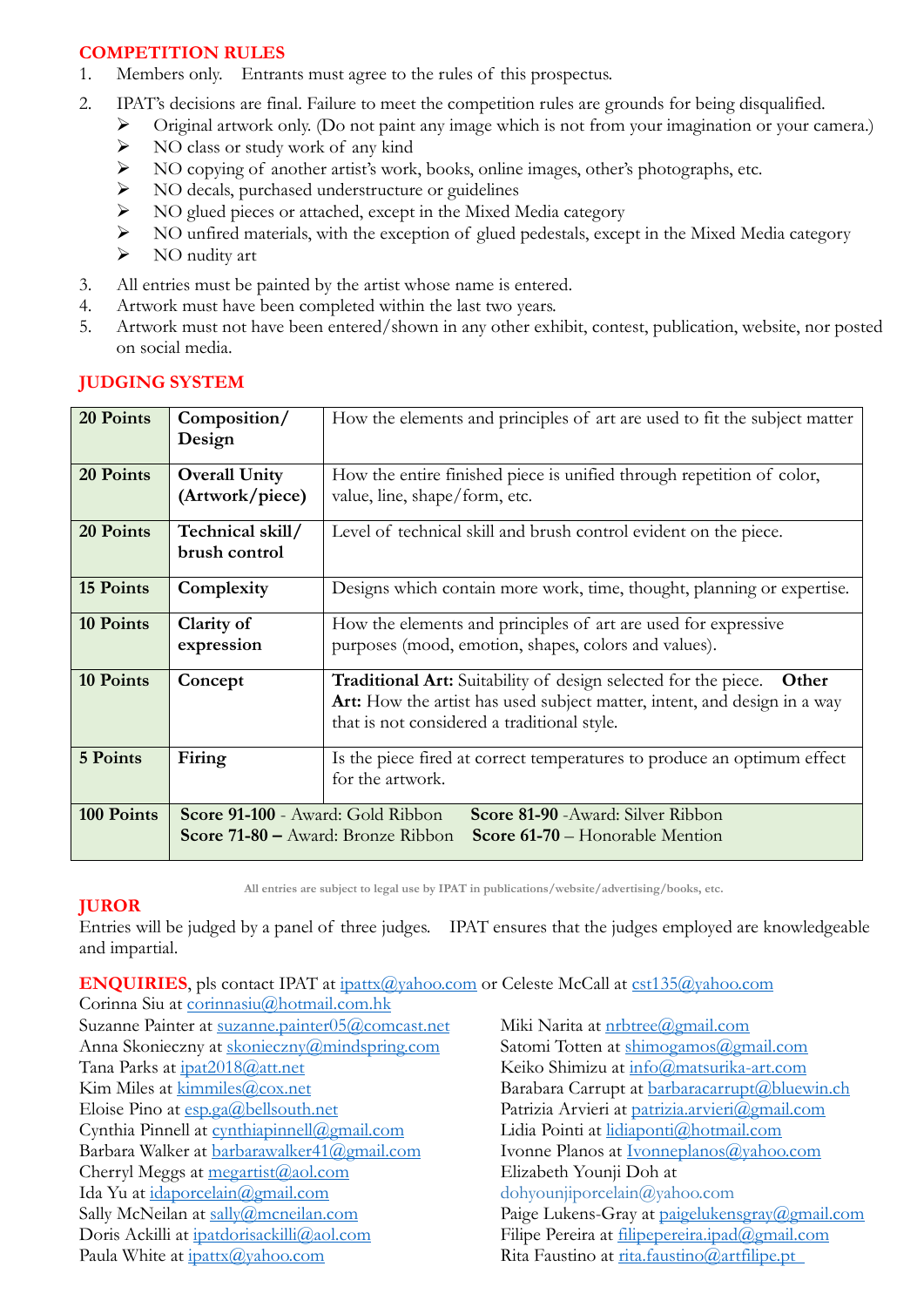## COMPETITION RULES

1. Members only. Entrants must agree to the rules of this prospectus.
2. IPAT's decisions are final. Failure to meet the competition rules are grounds for being disqualified.
   - Original artwork only. (Do not paint any image which is not from your imagination or your camera.)
   - NO class or study work of any kind
   - NO copying of another artist's work, books, online images, other's photographs, etc.
   - NO decals, purchased understructure or guidelines
   - NO glued pieces or attached, except in the Mixed Media category
   - NO unfired materials, with the exception of glued pedestals, except in the Mixed Media category
   - NO nudity art
3. All entries must be painted by the artist whose name is entered.
4. Artwork must have been completed within the last two years.
5. Artwork must not have been entered/shown in any other exhibit, contest, publication, website, nor posted on social media.

## JUDGING SYSTEM

| | | |
|---|---|---|
| **20 Points** | **Composition/ Design** | How the elements and principles of art are used to fit the subject matter |
| **20 Points** | **Overall Unity (Artwork/piece)** | How the entire finished piece is unified through repetition of color, value, line, shape/form, etc. |
| **20 Points** | **Technical skill/ brush control** | Level of technical skill and brush control evident on the piece. |
| **15 Points** | **Complexity** | Designs which contain more work, time, thought, planning or expertise. |
| **10 Points** | **Clarity of expression** | How the elements and principles of art are used for expressive purposes (mood, emotion, shapes, colors and values). |
| **10 Points** | **Concept** | **Traditional Art:** Suitability of design selected for the piece. **Other Art:** How the artist has used subject matter, intent, and design in a way that is not considered a traditional style. |
| **5 Points** | **Firing** | Is the piece fired at correct temperatures to produce an optimum effect for the artwork. |
| **100 Points** | **Score 91-100** - Award: Gold Ribbon **Score 81-90** -Award: Silver Ribbon **Score 71-80 –** Award: Bronze Ribbon **Score 61-70** – Honorable Mention | |

All entries are subject to legal use by IPAT in publications/website/advertising/books, etc.

## JUROR

Entries will be judged by a panel of three judges. IPAT ensures that the judges employed are knowledgeable and impartial.

**ENQUIRIES**, pls contact IPAT at ipattx@yahoo.com or Celeste McCall at cst135@yahoo.com

Corinna Siu at corinnasiu@hotmail.com.hk
Suzanne Painter at suzanne.painter05@comcast.net
Anna Skonieczny at skonieczny@mindspring.com
Tana Parks at ipat2018@att.net
Kim Miles at kimmiles@cox.net
Eloise Pino at esp.ga@bellsouth.net
Cynthia Pinnell at cynthiapinnell@gmail.com
Barbara Walker at barbarawalker41@gmail.com
Cherryl Meggs at megartist@aol.com
Ida Yu at idaporcelain@gmail.com
Sally McNeilan at sally@mcneilan.com
Doris Ackilli at ipatdorisackilli@aol.com
Paula White at ipattx@yahoo.com
Miki Narita at nrbtree@gmail.com
Satomi Totten at shimogamos@gmail.com
Keiko Shimizu at info@matsurika-art.com
Barabara Carrupt at barbaracarrupt@bluewin.ch
Patrizia Arvieri at patrizia.arvieri@gmail.com
Lidia Pointi at lidiaponti@hotmail.com
Ivonne Planos at Ivonneplanos@yahoo.com
Elizabeth Younji Doh at dohyounjiporcelain@yahoo.com
Paige Lukens-Gray at paigelukensgray@gmail.com
Filipe Pereira at filipepereira.ipad@gmail.com
Rita Faustino at rita.faustino@artfilipe.pt